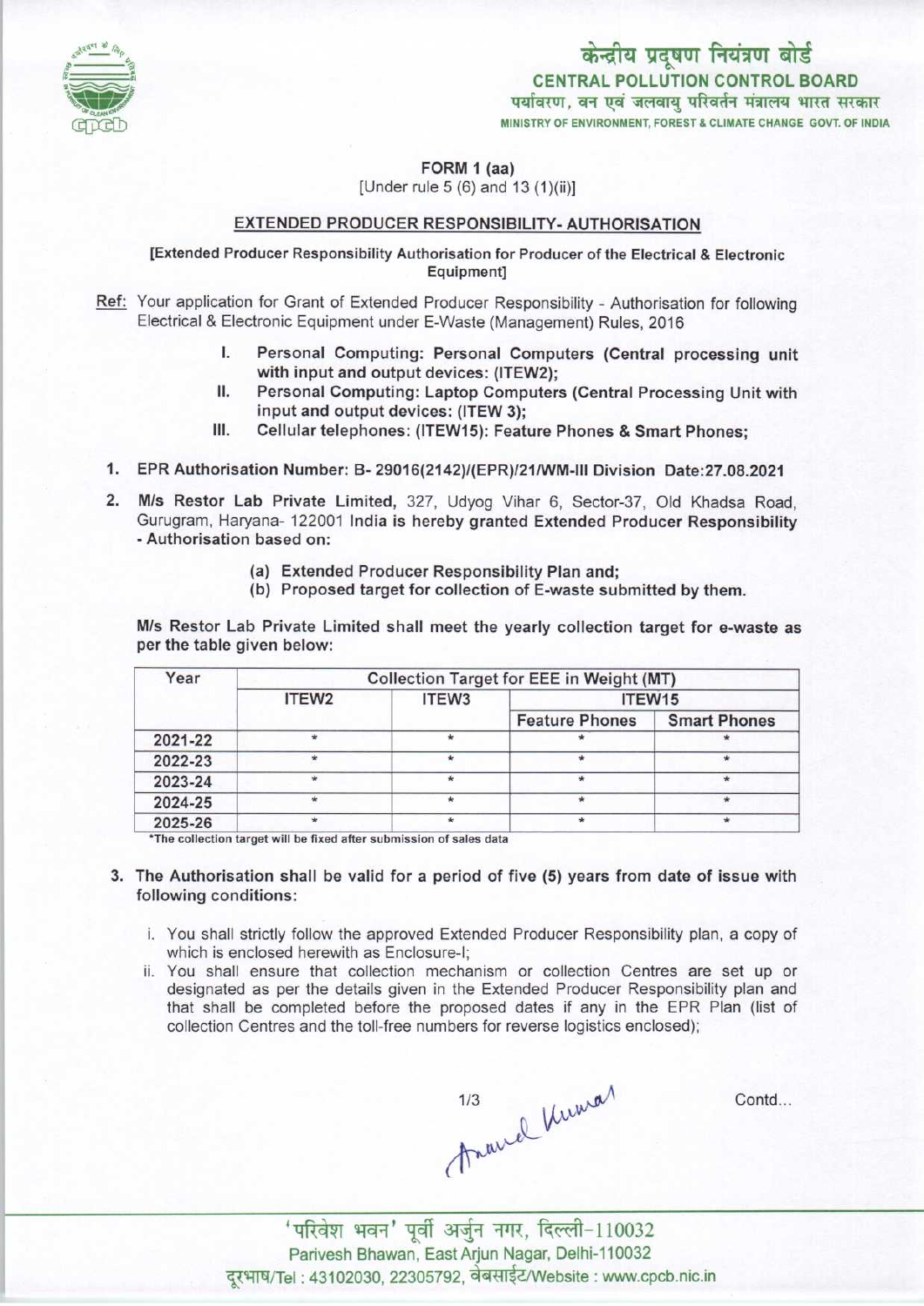केन्द्रीय प्रदूषण नियंत्रण बोर्ड
**CENTRAL POLLUTION CONTROL BOARD**
पर्यावरण, वन एवं जलवायु परिवर्तन मंत्रालय भारत सरकार
MINISTRY OF ENVIRONMENT, FOREST & CLIMATE CHANGE GOVT. OF INDIA

**FORM 1 (aa)**
[Under rule 5 (6) and 13 (1)(ii)]

**EXTENDED PRODUCER RESPONSIBILITY- AUTHORISATION**

**[Extended Producer Responsibility Authorisation for Producer of the Electrical & Electronic Equipment]**

Ref: Your application for Grant of Extended Producer Responsibility - Authorisation for following Electrical & Electronic Equipment under E-Waste (Management) Rules, 2016

I. **Personal Computing: Personal Computers (Central processing unit with input and output devices: (ITEW2);**
II. **Personal Computing: Laptop Computers (Central Processing Unit with input and output devices: (ITEW 3);**
III. **Cellular telephones: (ITEW15): Feature Phones & Smart Phones;**

1. **EPR Authorisation Number: B- 29016(2142)/(EPR)/21/WM-III Division Date:27.08.2021**

2. **M/s Restor Lab Private Limited,** 327, Udyog Vihar 6, Sector-37, Old Khadsa Road, Gurugram, Haryana- 122001 India **is hereby granted Extended Producer Responsibility - Authorisation based on:**

   (a) **Extended Producer Responsibility Plan and;**
   (b) **Proposed target for collection of E-waste submitted by them.**

**M/s Restor Lab Private Limited shall meet the yearly collection target for e-waste as per the table given below:**

| Year | Collection Target for EEE in Weight (MT) | | | |
|---|---|---|---|---|
| | ITEW2 | ITEW3 | ITEW15 | |
| | | | Feature Phones | Smart Phones |
| 2021-22 | * | * | * | * |
| 2022-23 | * | * | * | * |
| 2023-24 | * | * | * | * |
| 2024-25 | * | * | * | * |
| 2025-26 | * | * | * | * |

*The collection target will be fixed after submission of sales data

3. **The Authorisation shall be valid for a period of five (5) years from date of issue with following conditions:**

   i. You shall strictly follow the approved Extended Producer Responsibility plan, a copy of which is enclosed herewith as Enclosure-I;
   ii. You shall ensure that collection mechanism or collection Centres are set up or designated as per the details given in the Extended Producer Responsibility plan and that shall be completed before the proposed dates if any in the EPR Plan (list of collection Centres and the toll-free numbers for reverse logistics enclosed);

Anand Kumar

Contd...

'परिवेश भवन' पूर्वी अर्जुन नगर, दिल्ली-110032
Parivesh Bhawan, East Arjun Nagar, Delhi-110032
दूरभाष/Tel : 43102030, 22305792, वेबसाईट/Website : www.cpcb.nic.in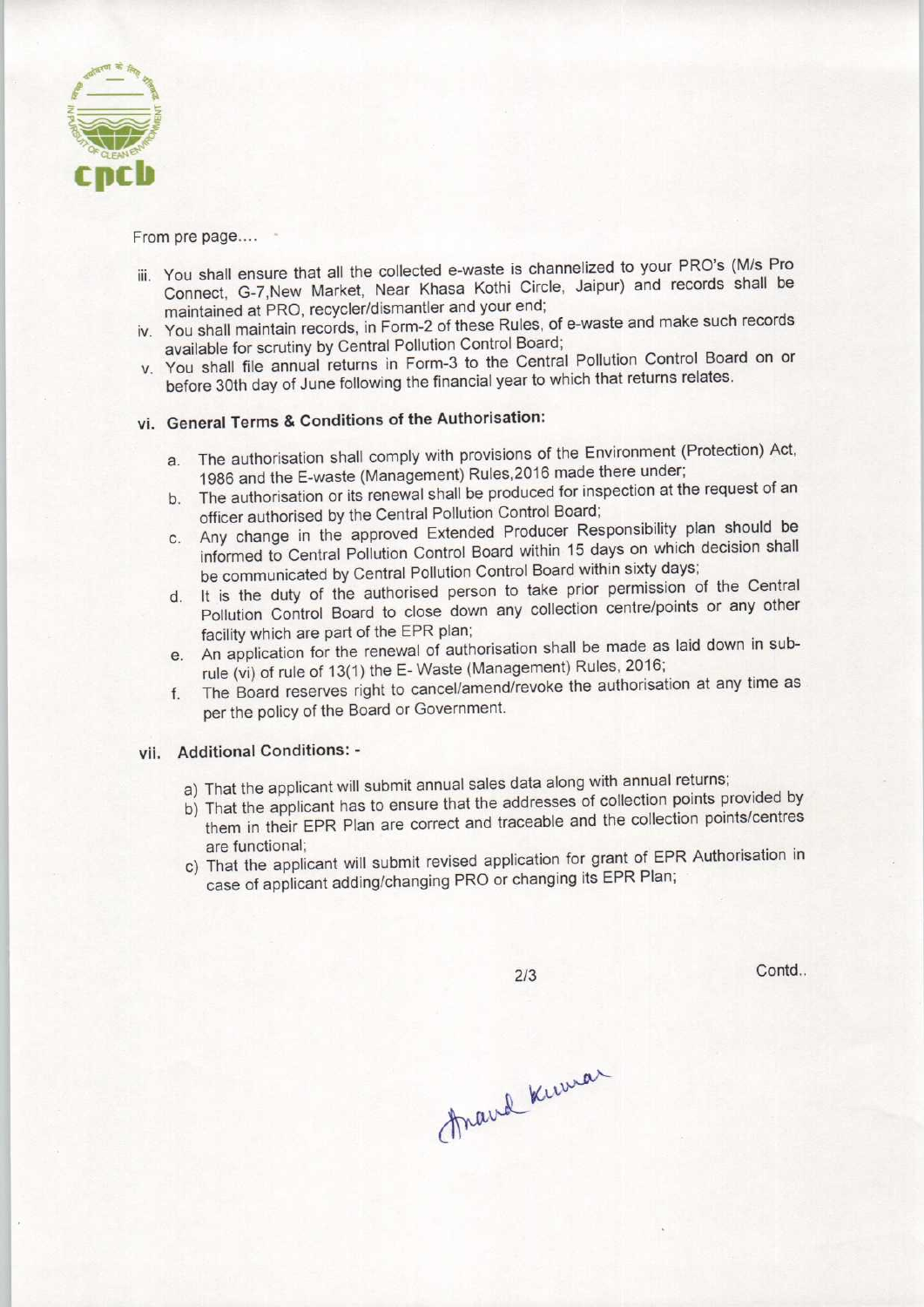From pre page....

iii. You shall ensure that all the collected e-waste is channelized to your PRO's (M/s Pro Connect, G-7,New Market, Near Khasa Kothi Circle, Jaipur) and records shall be maintained at PRO, recycler/dismantler and your end;

iv. You shall maintain records, in Form-2 of these Rules, of e-waste and make such records available for scrutiny by Central Pollution Control Board;

v. You shall file annual returns in Form-3 to the Central Pollution Control Board on or before 30th day of June following the financial year to which that returns relates.

vi. **General Terms & Conditions of the Authorisation:**

a. The authorisation shall comply with provisions of the Environment (Protection) Act, 1986 and the E-waste (Management) Rules,2016 made there under;

b. The authorisation or its renewal shall be produced for inspection at the request of an officer authorised by the Central Pollution Control Board;

c. Any change in the approved Extended Producer Responsibility plan should be informed to Central Pollution Control Board within 15 days on which decision shall be communicated by Central Pollution Control Board within sixty days;

d. It is the duty of the authorised person to take prior permission of the Central Pollution Control Board to close down any collection centre/points or any other facility which are part of the EPR plan;

e. An application for the renewal of authorisation shall be made as laid down in sub-rule (vi) of rule of 13(1) the E- Waste (Management) Rules, 2016;

f. The Board reserves right to cancel/amend/revoke the authorisation at any time as per the policy of the Board or Government.

vii. **Additional Conditions: -**

a) That the applicant will submit annual sales data along with annual returns;

b) That the applicant has to ensure that the addresses of collection points provided by them in their EPR Plan are correct and traceable and the collection points/centres are functional;

c) That the applicant will submit revised application for grant of EPR Authorisation in case of applicant adding/changing PRO or changing its EPR Plan;

Contd..

Anand Kumar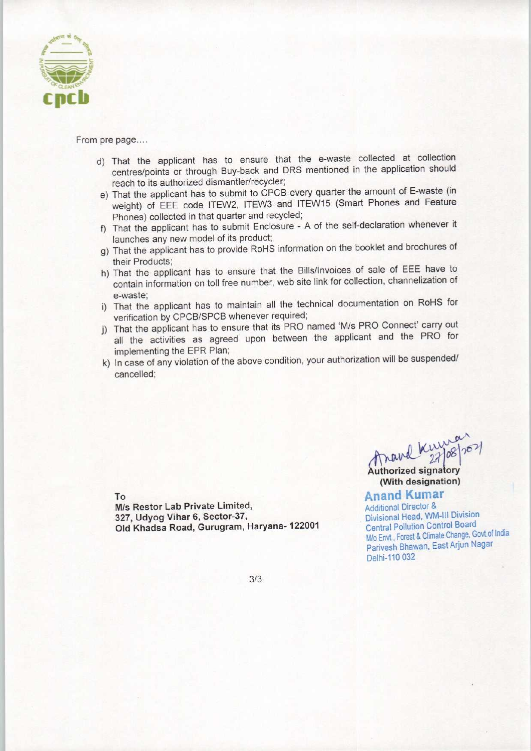From pre page....

d) That the applicant has to ensure that the e-waste collected at collection centres/points or through Buy-back and DRS mentioned in the application should reach to its authorized dismantler/recycler;

e) That the applicant has to submit to CPCB every quarter the amount of E-waste (in weight) of EEE code ITEW2, ITEW3 and ITEW15 (Smart Phones and Feature Phones) collected in that quarter and recycled;

f) That the applicant has to submit Enclosure - A of the self-declaration whenever it launches any new model of its product;

g) That the applicant has to provide RoHS information on the booklet and brochures of their Products;

h) That the applicant has to ensure that the Bills/Invoices of sale of EEE have to contain information on toll free number, web site link for collection, channelization of e-waste;

i) That the applicant has to maintain all the technical documentation on RoHS for verification by CPCB/SPCB whenever required;

j) That the applicant has to ensure that its PRO named 'M/s PRO Connect' carry out all the activities as agreed upon between the applicant and the PRO for implementing the EPR Plan;

k) In case of any violation of the above condition, your authorization will be suspended/ cancelled;

Anand Kumar 27/08/2021

**Authorized signatory**
**(With designation)**

**Anand Kumar**
Additional Director &
Divisional Head, WM-III Division
Central Pollution Control Board
M/o Envt., Forest & Climate Change, Govt.of India
Parivesh Bhawan, East Arjun Nagar
Delhi-110 032

To
**M/s Restor Lab Private Limited,**
**327, Udyog Vihar 6, Sector-37,**
**Old Khadsa Road, Gurugram, Haryana- 122001**